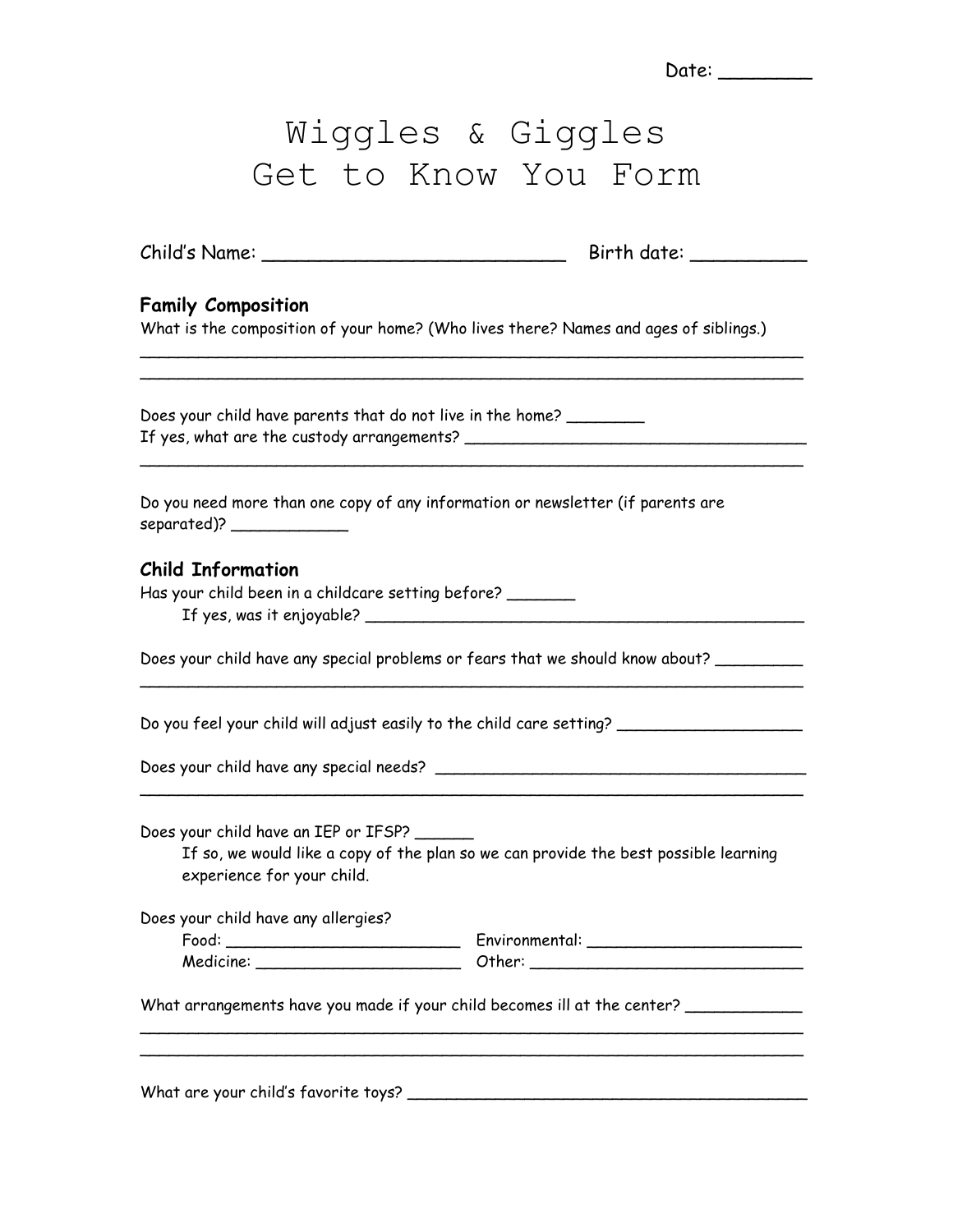Date: ________

# Wiggles & Giggles
# Get to Know You Form

Child's Name: ___________________________ Birth date: __________

### Family Composition

What is the composition of your home? (Who lives there? Names and ages of siblings.)

____________________________________________________________________

____________________________________________________________________

Does your child have parents that do not live in the home? ________

If yes, what are the custody arrangements? ___________________________________

____________________________________________________________________

Do you need more than one copy of any information or newsletter (if parents are separated)? ____________

### Child Information

Has your child been in a childcare setting before? _______

If yes, was it enjoyable? ______________________________________________

Does your child have any special problems or fears that we should know about? _________

____________________________________________________________________

Do you feel your child will adjust easily to the child care setting? ___________________

Does your child have any special needs? ______________________________________

____________________________________________________________________

Does your child have an IEP or IFSP? ______

If so, we would like a copy of the plan so we can provide the best possible learning experience for your child.

Does your child have any allergies?

Food: _________________________ Environmental: _______________________

Medicine: ______________________ Other: ______________________________

What arrangements have you made if your child becomes ill at the center? ____________

____________________________________________________________________

____________________________________________________________________

What are your child's favorite toys? ___________________________________________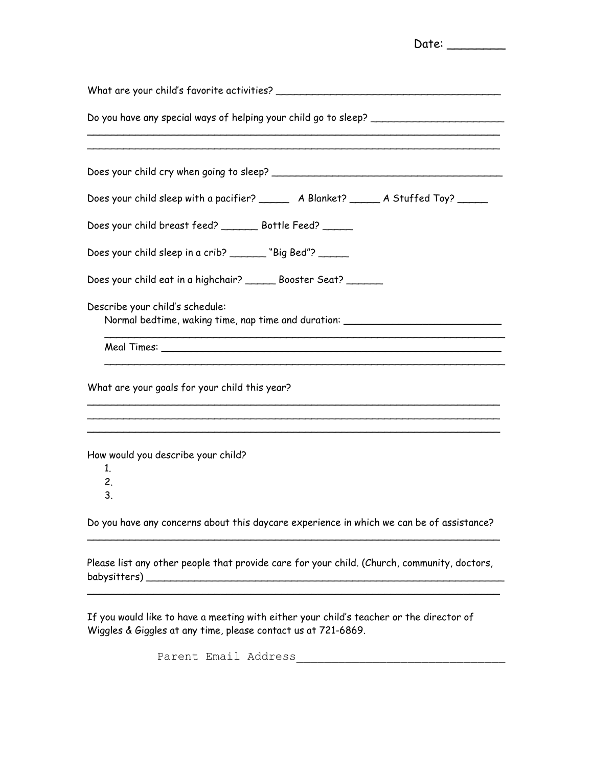Date: ________

What are your child's favorite activities? ______________________________________

Do you have any special ways of helping your child go to sleep? ______________________
________________________________________________________________________
________________________________________________________________________

Does your child cry when going to sleep? _______________________________________

Does your child sleep with a pacifier? _____ A Blanket? _____ A Stuffed Toy? _____

Does your child breast feed? ______ Bottle Feed? _____

Does your child sleep in a crib? ______ "Big Bed"? _____

Does your child eat in a highchair? _____ Booster Seat? ______

Describe your child's schedule:

Normal bedtime, waking time, nap time and duration: __________________________
____________________________________________________________________

Meal Times: __________________________________________________________
____________________________________________________________________

What are your goals for your child this year?
________________________________________________________________________
________________________________________________________________________
________________________________________________________________________

How would you describe your child?

1.
2.
3.

Do you have any concerns about this daycare experience in which we can be of assistance?
________________________________________________________________________

Please list any other people that provide care for your child. (Church, community, doctors, babysitters) ______________________________________________________________
________________________________________________________________________

If you would like to have a meeting with either your child's teacher or the director of Wiggles & Giggles at any time, please contact us at 721-6869.

Parent Email Address_______________________________